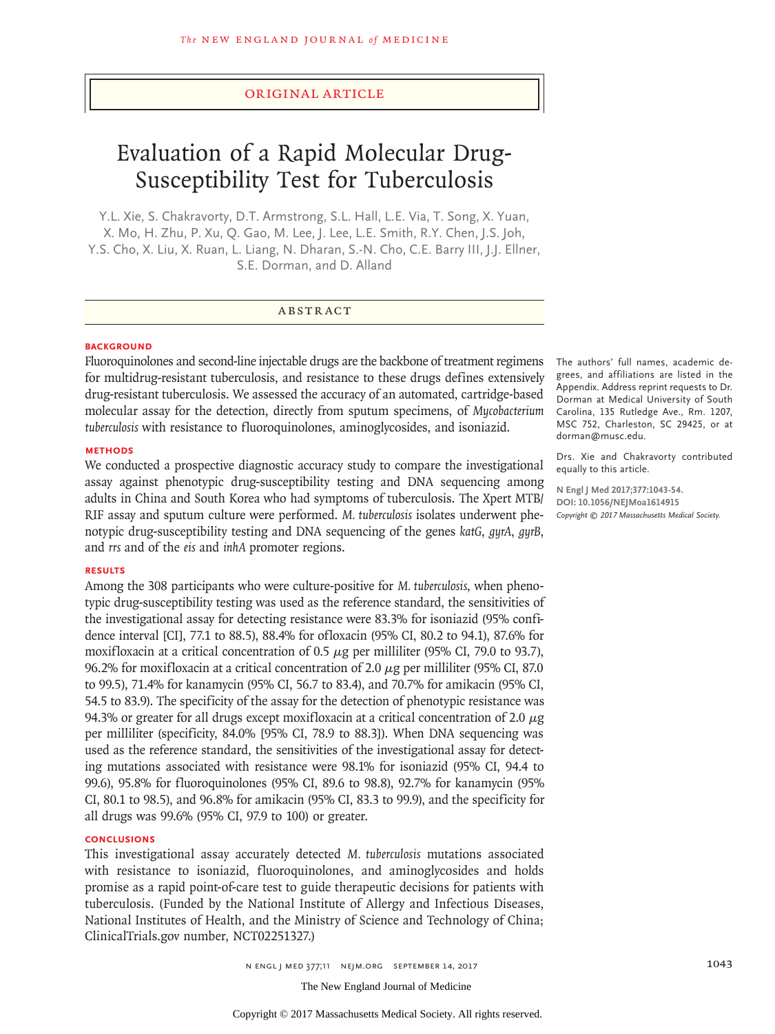Original Article

# Evaluation of a Rapid Molecular Drug-Susceptibility Test for Tuberculosis

Y.L. Xie, S. Chakravorty, D.T. Armstrong, S.L. Hall, L.E. Via, T. Song, X. Yuan, X. Mo, H. Zhu, P. Xu, Q. Gao, M. Lee, J. Lee, L.E. Smith, R.Y. Chen, J.S. Joh, Y.S. Cho, X. Liu, X. Ruan, L. Liang, N. Dharan, S.-N. Cho, C.E. Barry III, J.J. Ellner, S.E. Dorman, and D. Alland

## Abstract

### Background

Fluoroquinolones and second-line injectable drugs are the backbone of treatment regimens for multidrug-resistant tuberculosis, and resistance to these drugs defines extensively drug-resistant tuberculosis. We assessed the accuracy of an automated, cartridge-based molecular assay for the detection, directly from sputum specimens, of *Mycobacterium tuberculosis* with resistance to fluoroquinolones, aminoglycosides, and isoniazid.

### Methods

We conducted a prospective diagnostic accuracy study to compare the investigational assay against phenotypic drug-susceptibility testing and DNA sequencing among adults in China and South Korea who had symptoms of tuberculosis. The Xpert MTB/RIF assay and sputum culture were performed. *M. tuberculosis* isolates underwent phenotypic drug-susceptibility testing and DNA sequencing of the genes *katG*, *gyrA*, *gyrB*, and *rrs* and of the *eis* and *inhA* promoter regions.

### Results

Among the 308 participants who were culture-positive for *M. tuberculosis*, when phenotypic drug-susceptibility testing was used as the reference standard, the sensitivities of the investigational assay for detecting resistance were 83.3% for isoniazid (95% confidence interval [CI], 77.1 to 88.5), 88.4% for ofloxacin (95% CI, 80.2 to 94.1), 87.6% for moxifloxacin at a critical concentration of 0.5 μg per milliliter (95% CI, 79.0 to 93.7), 96.2% for moxifloxacin at a critical concentration of 2.0 μg per milliliter (95% CI, 87.0 to 99.5), 71.4% for kanamycin (95% CI, 56.7 to 83.4), and 70.7% for amikacin (95% CI, 54.5 to 83.9). The specificity of the assay for the detection of phenotypic resistance was 94.3% or greater for all drugs except moxifloxacin at a critical concentration of 2.0 μg per milliliter (specificity, 84.0% [95% CI, 78.9 to 88.3]). When DNA sequencing was used as the reference standard, the sensitivities of the investigational assay for detecting mutations associated with resistance were 98.1% for isoniazid (95% CI, 94.4 to 99.6), 95.8% for fluoroquinolones (95% CI, 89.6 to 98.8), 92.7% for kanamycin (95% CI, 80.1 to 98.5), and 96.8% for amikacin (95% CI, 83.3 to 99.9), and the specificity for all drugs was 99.6% (95% CI, 97.9 to 100) or greater.

### Conclusions

This investigational assay accurately detected *M. tuberculosis* mutations associated with resistance to isoniazid, fluoroquinolones, and aminoglycosides and holds promise as a rapid point-of-care test to guide therapeutic decisions for patients with tuberculosis. (Funded by the National Institute of Allergy and Infectious Diseases, National Institutes of Health, and the Ministry of Science and Technology of China; ClinicalTrials.gov number, NCT02251327.)

The authors' full names, academic degrees, and affiliations are listed in the Appendix. Address reprint requests to Dr. Dorman at Medical University of South Carolina, 135 Rutledge Ave., Rm. 1207, MSC 752, Charleston, SC 29425, or at dorman@musc.edu.

Drs. Xie and Chakravorty contributed equally to this article.

**N Engl J Med 2017;377:1043-54.**
**DOI: 10.1056/NEJMoa1614915**
*Copyright © 2017 Massachusetts Medical Society.*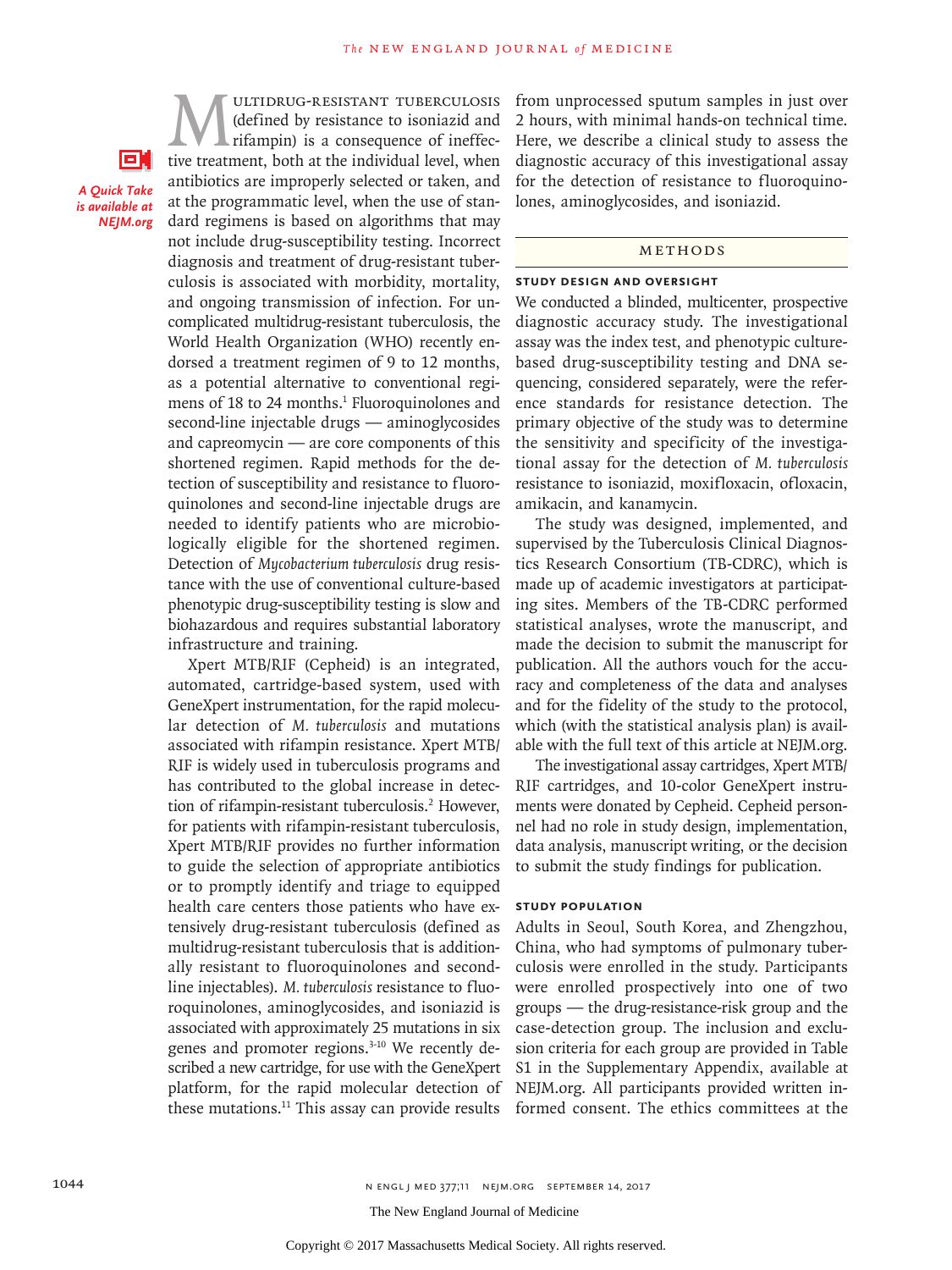A Quick Take is available at NEJM.org

Multidrug-resistant tuberculosis (defined by resistance to isoniazid and rifampin) is a consequence of ineffective treatment, both at the individual level, when antibiotics are improperly selected or taken, and at the programmatic level, when the use of standard regimens is based on algorithms that may not include drug-susceptibility testing. Incorrect diagnosis and treatment of drug-resistant tuberculosis is associated with morbidity, mortality, and ongoing transmission of infection. For uncomplicated multidrug-resistant tuberculosis, the World Health Organization (WHO) recently endorsed a treatment regimen of 9 to 12 months, as a potential alternative to conventional regimens of 18 to 24 months.[1] Fluoroquinolones and second-line injectable drugs — aminoglycosides and capreomycin — are core components of this shortened regimen. Rapid methods for the detection of susceptibility and resistance to fluoroquinolones and second-line injectable drugs are needed to identify patients who are microbiologically eligible for the shortened regimen. Detection of *Mycobacterium tuberculosis* drug resistance with the use of conventional culture-based phenotypic drug-susceptibility testing is slow and biohazardous and requires substantial laboratory infrastructure and training.

Xpert MTB/RIF (Cepheid) is an integrated, automated, cartridge-based system, used with GeneXpert instrumentation, for the rapid molecular detection of *M. tuberculosis* and mutations associated with rifampin resistance. Xpert MTB/RIF is widely used in tuberculosis programs and has contributed to the global increase in detection of rifampin-resistant tuberculosis.[2] However, for patients with rifampin-resistant tuberculosis, Xpert MTB/RIF provides no further information to guide the selection of appropriate antibiotics or to promptly identify and triage to equipped health care centers those patients who have extensively drug-resistant tuberculosis (defined as multidrug-resistant tuberculosis that is additionally resistant to fluoroquinolones and second-line injectables). *M. tuberculosis* resistance to fluoroquinolones, aminoglycosides, and isoniazid is associated with approximately 25 mutations in six genes and promoter regions.[3-10] We recently described a new cartridge, for use with the GeneXpert platform, for the rapid molecular detection of these mutations.[11] This assay can provide results from unprocessed sputum samples in just over 2 hours, with minimal hands-on technical time. Here, we describe a clinical study to assess the diagnostic accuracy of this investigational assay for the detection of resistance to fluoroquinolones, aminoglycosides, and isoniazid.

## Methods

### Study Design and Oversight

We conducted a blinded, multicenter, prospective diagnostic accuracy study. The investigational assay was the index test, and phenotypic culture-based drug-susceptibility testing and DNA sequencing, considered separately, were the reference standards for resistance detection. The primary objective of the study was to determine the sensitivity and specificity of the investigational assay for the detection of *M. tuberculosis* resistance to isoniazid, moxifloxacin, ofloxacin, amikacin, and kanamycin.

The study was designed, implemented, and supervised by the Tuberculosis Clinical Diagnostics Research Consortium (TB-CDRC), which is made up of academic investigators at participating sites. Members of the TB-CDRC performed statistical analyses, wrote the manuscript, and made the decision to submit the manuscript for publication. All the authors vouch for the accuracy and completeness of the data and analyses and for the fidelity of the study to the protocol, which (with the statistical analysis plan) is available with the full text of this article at NEJM.org.

The investigational assay cartridges, Xpert MTB/RIF cartridges, and 10-color GeneXpert instruments were donated by Cepheid. Cepheid personnel had no role in study design, implementation, data analysis, manuscript writing, or the decision to submit the study findings for publication.

### Study Population

Adults in Seoul, South Korea, and Zhengzhou, China, who had symptoms of pulmonary tuberculosis were enrolled in the study. Participants were enrolled prospectively into one of two groups — the drug-resistance-risk group and the case-detection group. The inclusion and exclusion criteria for each group are provided in Table S1 in the Supplementary Appendix, available at NEJM.org. All participants provided written informed consent. The ethics committees at the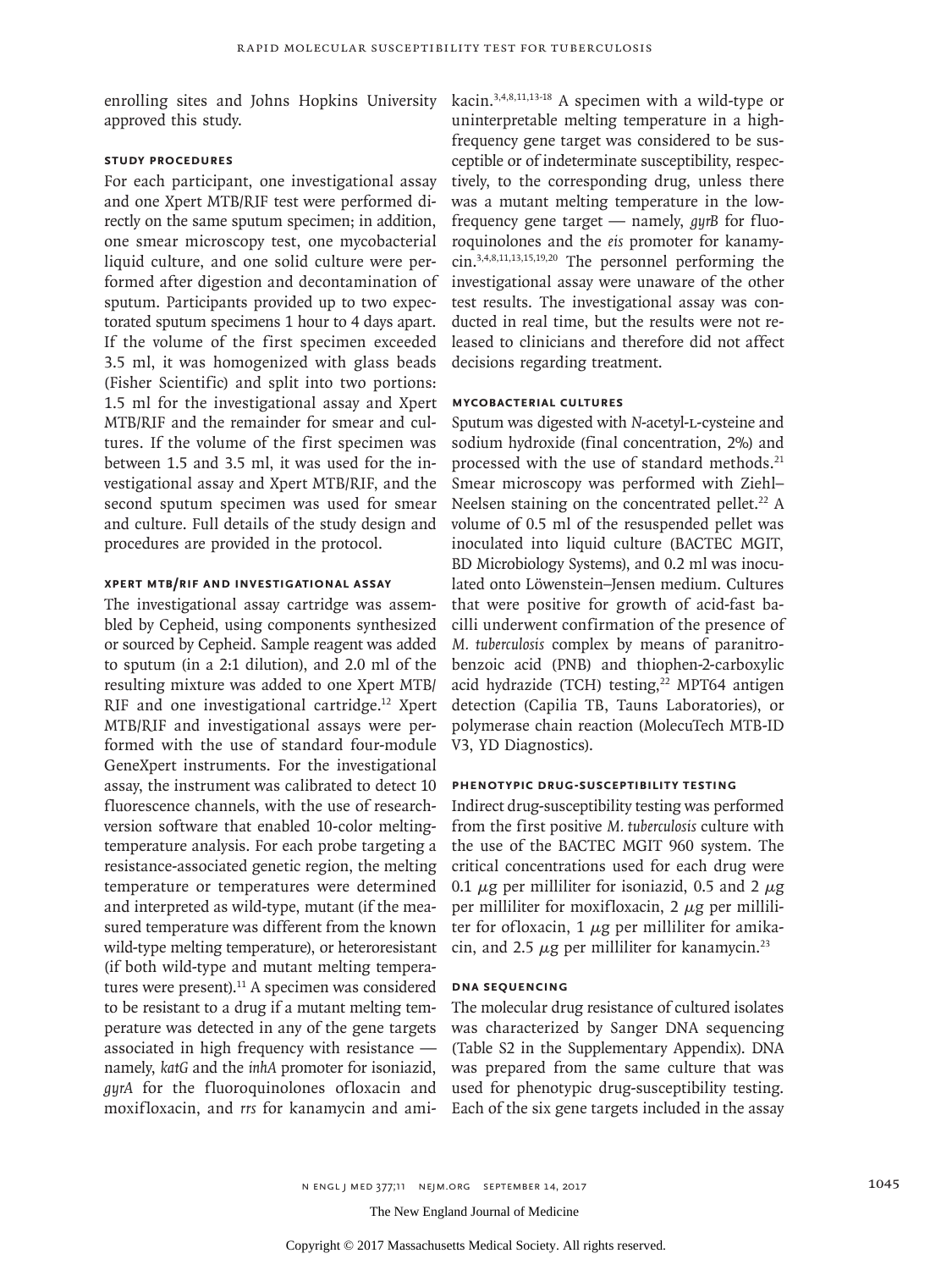enrolling sites and Johns Hopkins University approved this study.

### Study Procedures

For each participant, one investigational assay and one Xpert MTB/RIF test were performed directly on the same sputum specimen; in addition, one smear microscopy test, one mycobacterial liquid culture, and one solid culture were performed after digestion and decontamination of sputum. Participants provided up to two expectorated sputum specimens 1 hour to 4 days apart. If the volume of the first specimen exceeded 3.5 ml, it was homogenized with glass beads (Fisher Scientific) and split into two portions: 1.5 ml for the investigational assay and Xpert MTB/RIF and the remainder for smear and cultures. If the volume of the first specimen was between 1.5 and 3.5 ml, it was used for the investigational assay and Xpert MTB/RIF, and the second sputum specimen was used for smear and culture. Full details of the study design and procedures are provided in the protocol.

### Xpert MTB/RIF and Investigational Assay

The investigational assay cartridge was assembled by Cepheid, using components synthesized or sourced by Cepheid. Sample reagent was added to sputum (in a 2:1 dilution), and 2.0 ml of the resulting mixture was added to one Xpert MTB/RIF and one investigational cartridge.[12] Xpert MTB/RIF and investigational assays were performed with the use of standard four-module GeneXpert instruments. For the investigational assay, the instrument was calibrated to detect 10 fluorescence channels, with the use of research-version software that enabled 10-color melting-temperature analysis. For each probe targeting a resistance-associated genetic region, the melting temperature or temperatures were determined and interpreted as wild-type, mutant (if the measured temperature was different from the known wild-type melting temperature), or heteroresistant (if both wild-type and mutant melting temperatures were present).[11] A specimen was considered to be resistant to a drug if a mutant melting temperature was detected in any of the gene targets associated in high frequency with resistance — namely, *katG* and the *inhA* promoter for isoniazid, *gyrA* for the fluoroquinolones ofloxacin and moxifloxacin, and *rrs* for kanamycin and amikacin.[3,4,8,11,13-18] A specimen with a wild-type or uninterpretable melting temperature in a high-frequency gene target was considered to be susceptible or of indeterminate susceptibility, respectively, to the corresponding drug, unless there was a mutant melting temperature in the low-frequency gene target — namely, *gyrB* for fluoroquinolones and the *eis* promoter for kanamycin.[3,4,8,11,13,15,19,20] The personnel performing the investigational assay were unaware of the other test results. The investigational assay was conducted in real time, but the results were not released to clinicians and therefore did not affect decisions regarding treatment.

### Mycobacterial Cultures

Sputum was digested with *N*-acetyl-L-cysteine and sodium hydroxide (final concentration, 2%) and processed with the use of standard methods.[21] Smear microscopy was performed with Ziehl–Neelsen staining on the concentrated pellet.[22] A volume of 0.5 ml of the resuspended pellet was inoculated into liquid culture (BACTEC MGIT, BD Microbiology Systems), and 0.2 ml was inoculated onto Löwenstein–Jensen medium. Cultures that were positive for growth of acid-fast bacilli underwent confirmation of the presence of *M. tuberculosis* complex by means of paranitrobenzoic acid (PNB) and thiophen-2-carboxylic acid hydrazide (TCH) testing,[22] MPT64 antigen detection (Capilia TB, Tauns Laboratories), or polymerase chain reaction (MolecuTech MTB-ID V3, YD Diagnostics).

### Phenotypic Drug-Susceptibility Testing

Indirect drug-susceptibility testing was performed from the first positive *M. tuberculosis* culture with the use of the BACTEC MGIT 960 system. The critical concentrations used for each drug were 0.1 μg per milliliter for isoniazid, 0.5 and 2 μg per milliliter for moxifloxacin, 2 μg per milliliter for ofloxacin, 1 μg per milliliter for amikacin, and 2.5 μg per milliliter for kanamycin.[23]

### DNA Sequencing

The molecular drug resistance of cultured isolates was characterized by Sanger DNA sequencing (Table S2 in the Supplementary Appendix). DNA was prepared from the same culture that was used for phenotypic drug-susceptibility testing. Each of the six gene targets included in the assay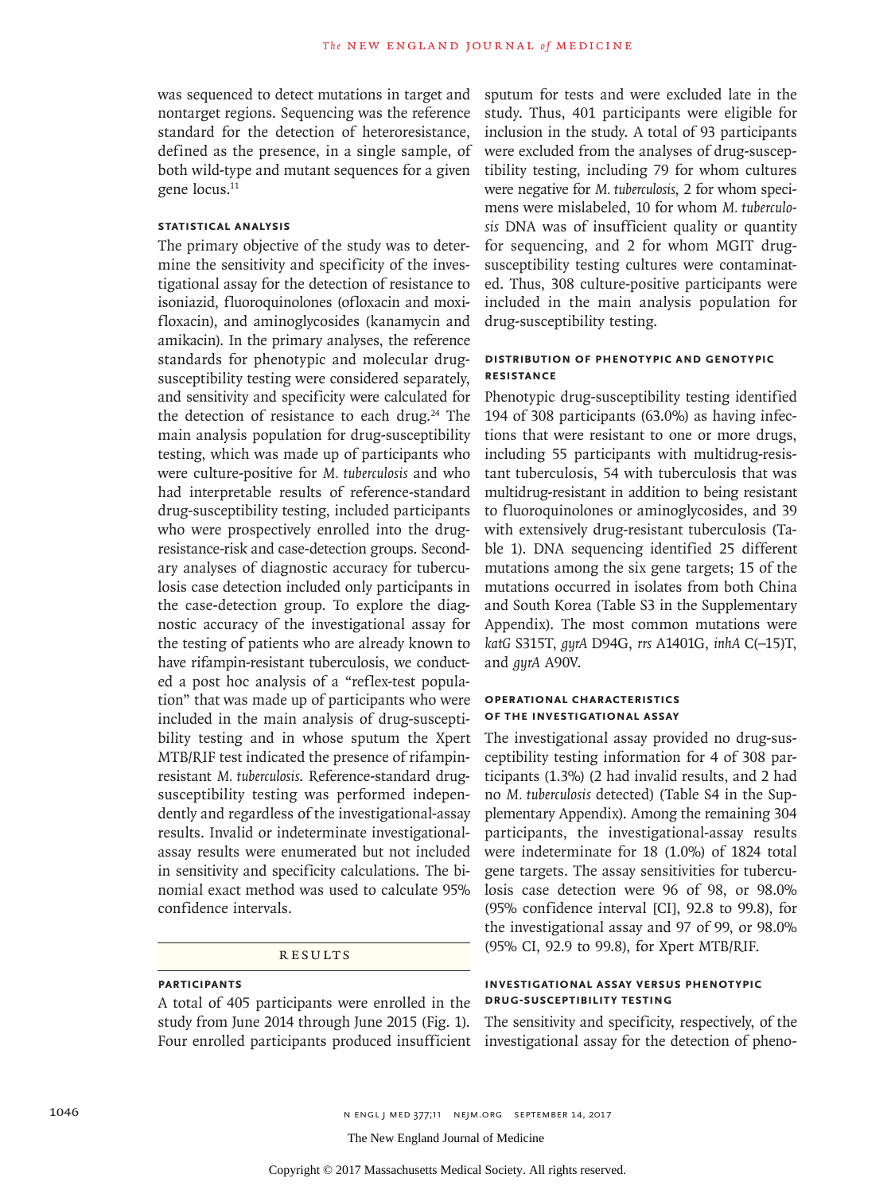was sequenced to detect mutations in target and nontarget regions. Sequencing was the reference standard for the detection of heteroresistance, defined as the presence, in a single sample, of both wild-type and mutant sequences for a given gene locus.[11]

### Statistical Analysis

The primary objective of the study was to determine the sensitivity and specificity of the investigational assay for the detection of resistance to isoniazid, fluoroquinolones (ofloxacin and moxifloxacin), and aminoglycosides (kanamycin and amikacin). In the primary analyses, the reference standards for phenotypic and molecular drug-susceptibility testing were considered separately, and sensitivity and specificity were calculated for the detection of resistance to each drug.[24] The main analysis population for drug-susceptibility testing, which was made up of participants who were culture-positive for *M. tuberculosis* and who had interpretable results of reference-standard drug-susceptibility testing, included participants who were prospectively enrolled into the drug-resistance-risk and case-detection groups. Secondary analyses of diagnostic accuracy for tuberculosis case detection included only participants in the case-detection group. To explore the diagnostic accuracy of the investigational assay for the testing of patients who are already known to have rifampin-resistant tuberculosis, we conducted a post hoc analysis of a "reflex-test population" that was made up of participants who were included in the main analysis of drug-susceptibility testing and in whose sputum the Xpert MTB/RIF test indicated the presence of rifampin-resistant *M. tuberculosis*. Reference-standard drug-susceptibility testing was performed independently and regardless of the investigational-assay results. Invalid or indeterminate investigational-assay results were enumerated but not included in sensitivity and specificity calculations. The binomial exact method was used to calculate 95% confidence intervals.

## Results

### Participants

A total of 405 participants were enrolled in the study from June 2014 through June 2015 (Fig. 1). Four enrolled participants produced insufficient sputum for tests and were excluded late in the study. Thus, 401 participants were eligible for inclusion in the study. A total of 93 participants were excluded from the analyses of drug-susceptibility testing, including 79 for whom cultures were negative for *M. tuberculosis*, 2 for whom specimens were mislabeled, 10 for whom *M. tuberculosis* DNA was of insufficient quality or quantity for sequencing, and 2 for whom MGIT drug-susceptibility testing cultures were contaminated. Thus, 308 culture-positive participants were included in the main analysis population for drug-susceptibility testing.

### Distribution of Phenotypic and Genotypic Resistance

Phenotypic drug-susceptibility testing identified 194 of 308 participants (63.0%) as having infections that were resistant to one or more drugs, including 55 participants with multidrug-resistant tuberculosis, 54 with tuberculosis that was multidrug-resistant in addition to being resistant to fluoroquinolones or aminoglycosides, and 39 with extensively drug-resistant tuberculosis (Table 1). DNA sequencing identified 25 different mutations among the six gene targets; 15 of the mutations occurred in isolates from both China and South Korea (Table S3 in the Supplementary Appendix). The most common mutations were *katG* S315T, *gyrA* D94G, *rrs* A1401G, *inhA* C(–15)T, and *gyrA* A90V.

### Operational Characteristics of the Investigational Assay

The investigational assay provided no drug-susceptibility testing information for 4 of 308 participants (1.3%) (2 had invalid results, and 2 had no *M. tuberculosis* detected) (Table S4 in the Supplementary Appendix). Among the remaining 304 participants, the investigational-assay results were indeterminate for 18 (1.0%) of 1824 total gene targets. The assay sensitivities for tuberculosis case detection were 96 of 98, or 98.0% (95% confidence interval [CI], 92.8 to 99.8), for the investigational assay and 97 of 99, or 98.0% (95% CI, 92.9 to 99.8), for Xpert MTB/RIF.

### Investigational Assay versus Phenotypic Drug-Susceptibility Testing

The sensitivity and specificity, respectively, of the investigational assay for the detection of pheno-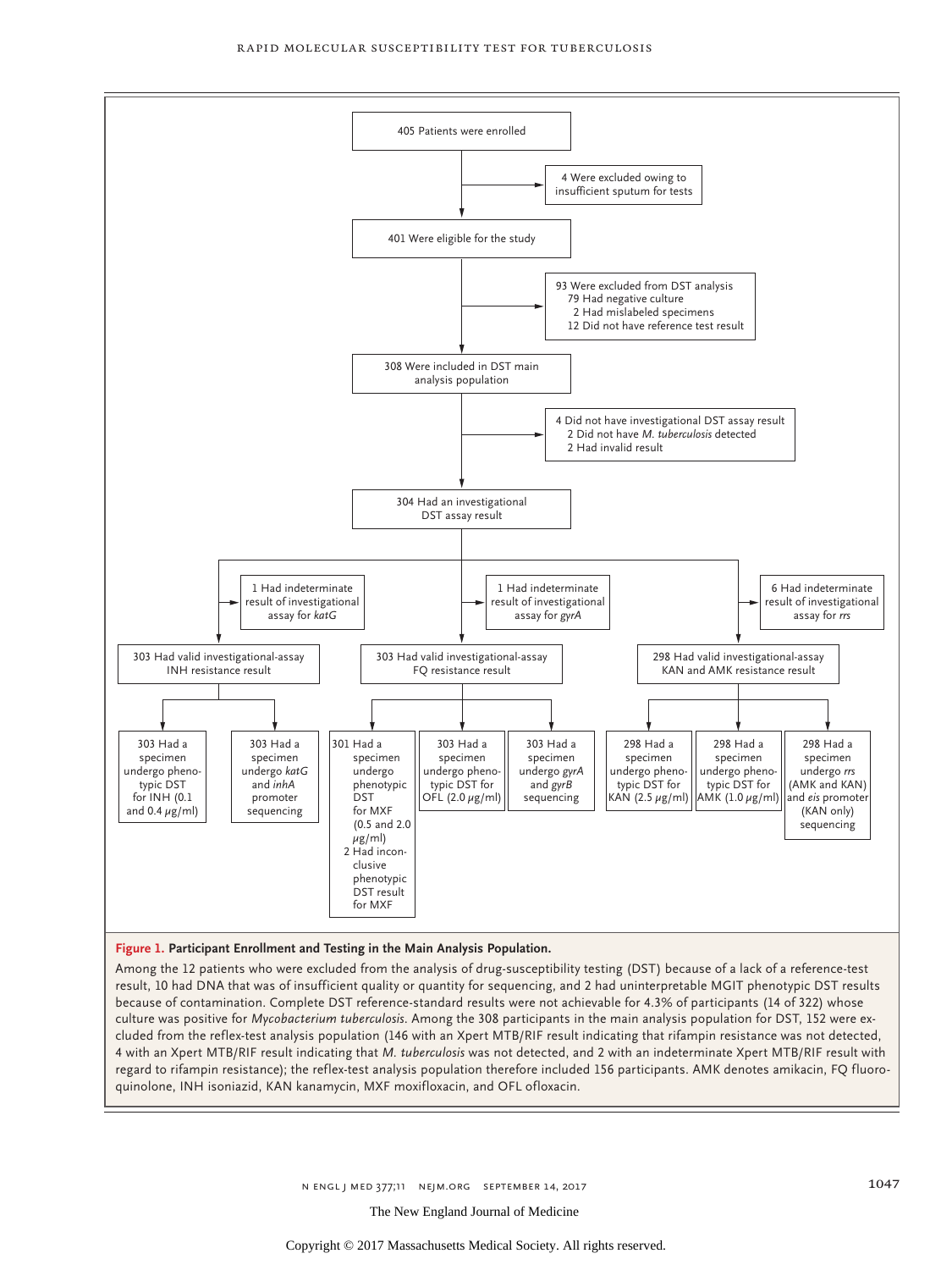405 Patients were enrolled

4 Were excluded owing to insufficient sputum for tests

401 Were eligible for the study

93 Were excluded from DST analysis
- 79 Had negative culture
- 2 Had mislabeled specimens
- 12 Did not have reference test result

308 Were included in DST main analysis population

4 Did not have investigational DST assay result
- 2 Did not have *M. tuberculosis* detected
- 2 Had invalid result

304 Had an investigational DST assay result

1 Had indeterminate result of investigational assay for *katG*

1 Had indeterminate result of investigational assay for *gyrA*

6 Had indeterminate result of investigational assay for *rrs*

303 Had valid investigational-assay INH resistance result
- 303 Had a specimen undergo phenotypic DST for INH (0.1 and 0.4 μg/ml)
- 303 Had a specimen undergo *katG* and *inhA* promoter sequencing

303 Had valid investigational-assay FQ resistance result
- 301 Had a specimen undergo phenotypic DST for MXF (0.5 and 2.0 μg/ml)
  - 2 Had inconclusive phenotypic DST result for MXF
- 303 Had a specimen undergo phenotypic DST for OFL (2.0 μg/ml)
- 303 Had a specimen undergo *gyrA* and *gyrB* sequencing

298 Had valid investigational-assay KAN and AMK resistance result
- 298 Had a specimen undergo phenotypic DST for KAN (2.5 μg/ml)
- 298 Had a specimen undergo phenotypic DST for AMK (1.0 μg/ml)
- 298 Had a specimen undergo *rrs* (AMK and KAN) and *eis* promoter (KAN only) sequencing

**Figure 1. Participant Enrollment and Testing in the Main Analysis Population.**

Among the 12 patients who were excluded from the analysis of drug-susceptibility testing (DST) because of a lack of a reference-test result, 10 had DNA that was of insufficient quality or quantity for sequencing, and 2 had uninterpretable MGIT phenotypic DST results because of contamination. Complete DST reference-standard results were not achievable for 4.3% of participants (14 of 322) whose culture was positive for *Mycobacterium tuberculosis*. Among the 308 participants in the main analysis population for DST, 152 were excluded from the reflex-test analysis population (146 with an Xpert MTB/RIF result indicating that rifampin resistance was not detected, 4 with an Xpert MTB/RIF result indicating that *M. tuberculosis* was not detected, and 2 with an indeterminate Xpert MTB/RIF result with regard to rifampin resistance); the reflex-test analysis population therefore included 156 participants. AMK denotes amikacin, FQ fluoroquinolone, INH isoniazid, KAN kanamycin, MXF moxifloxacin, and OFL ofloxacin.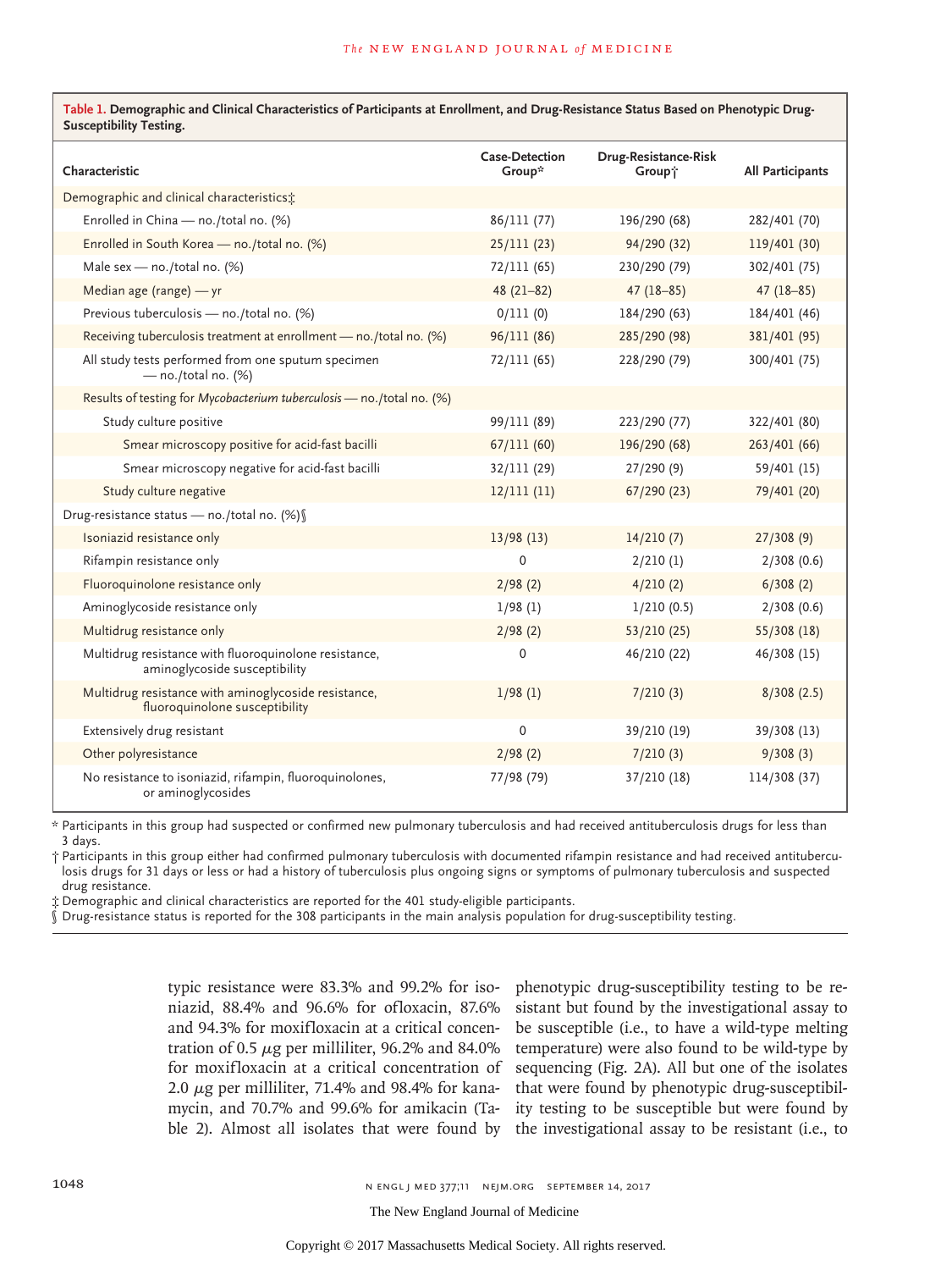**Table 1.** Demographic and Clinical Characteristics of Participants at Enrollment, and Drug-Resistance Status Based on Phenotypic Drug-Susceptibility Testing.

| Characteristic | Case-Detection Group* | Drug-Resistance-Risk Group† | All Participants |
|---|---|---|---|
| Demographic and clinical characteristics‡ | | | |
| Enrolled in China — no./total no. (%) | 86/111 (77) | 196/290 (68) | 282/401 (70) |
| Enrolled in South Korea — no./total no. (%) | 25/111 (23) | 94/290 (32) | 119/401 (30) |
| Male sex — no./total no. (%) | 72/111 (65) | 230/290 (79) | 302/401 (75) |
| Median age (range) — yr | 48 (21–82) | 47 (18–85) | 47 (18–85) |
| Previous tuberculosis — no./total no. (%) | 0/111 (0) | 184/290 (63) | 184/401 (46) |
| Receiving tuberculosis treatment at enrollment — no./total no. (%) | 96/111 (86) | 285/290 (98) | 381/401 (95) |
| All study tests performed from one sputum specimen — no./total no. (%) | 72/111 (65) | 228/290 (79) | 300/401 (75) |
| Results of testing for *Mycobacterium tuberculosis* — no./total no. (%) | | | |
| Study culture positive | 99/111 (89) | 223/290 (77) | 322/401 (80) |
| Smear microscopy positive for acid-fast bacilli | 67/111 (60) | 196/290 (68) | 263/401 (66) |
| Smear microscopy negative for acid-fast bacilli | 32/111 (29) | 27/290 (9) | 59/401 (15) |
| Study culture negative | 12/111 (11) | 67/290 (23) | 79/401 (20) |
| Drug-resistance status — no./total no. (%)§ | | | |
| Isoniazid resistance only | 13/98 (13) | 14/210 (7) | 27/308 (9) |
| Rifampin resistance only | 0 | 2/210 (1) | 2/308 (0.6) |
| Fluoroquinolone resistance only | 2/98 (2) | 4/210 (2) | 6/308 (2) |
| Aminoglycoside resistance only | 1/98 (1) | 1/210 (0.5) | 2/308 (0.6) |
| Multidrug resistance only | 2/98 (2) | 53/210 (25) | 55/308 (18) |
| Multidrug resistance with fluoroquinolone resistance, aminoglycoside susceptibility | 0 | 46/210 (22) | 46/308 (15) |
| Multidrug resistance with aminoglycoside resistance, fluoroquinolone susceptibility | 1/98 (1) | 7/210 (3) | 8/308 (2.5) |
| Extensively drug resistant | 0 | 39/210 (19) | 39/308 (13) |
| Other polyresistance | 2/98 (2) | 7/210 (3) | 9/308 (3) |
| No resistance to isoniazid, rifampin, fluoroquinolones, or aminoglycosides | 77/98 (79) | 37/210 (18) | 114/308 (37) |

\* Participants in this group had suspected or confirmed new pulmonary tuberculosis and had received antituberculosis drugs for less than 3 days.

† Participants in this group either had confirmed pulmonary tuberculosis with documented rifampin resistance and had received antituberculosis drugs for 31 days or less or had a history of tuberculosis plus ongoing signs or symptoms of pulmonary tuberculosis and suspected drug resistance.

‡ Demographic and clinical characteristics are reported for the 401 study-eligible participants.

§ Drug-resistance status is reported for the 308 participants in the main analysis population for drug-susceptibility testing.

typic resistance were 83.3% and 99.2% for isoniazid, 88.4% and 96.6% for ofloxacin, 87.6% and 94.3% for moxifloxacin at a critical concentration of 0.5 μg per milliliter, 96.2% and 84.0% for moxifloxacin at a critical concentration of 2.0 μg per milliliter, 71.4% and 98.4% for kanamycin, and 70.7% and 99.6% for amikacin (Table 2). Almost all isolates that were found by phenotypic drug-susceptibility testing to be resistant but found by the investigational assay to be susceptible (i.e., to have a wild-type melting temperature) were also found to be wild-type by sequencing (Fig. 2A). All but one of the isolates that were found by phenotypic drug-susceptibility testing to be susceptible but were found by the investigational assay to be resistant (i.e., to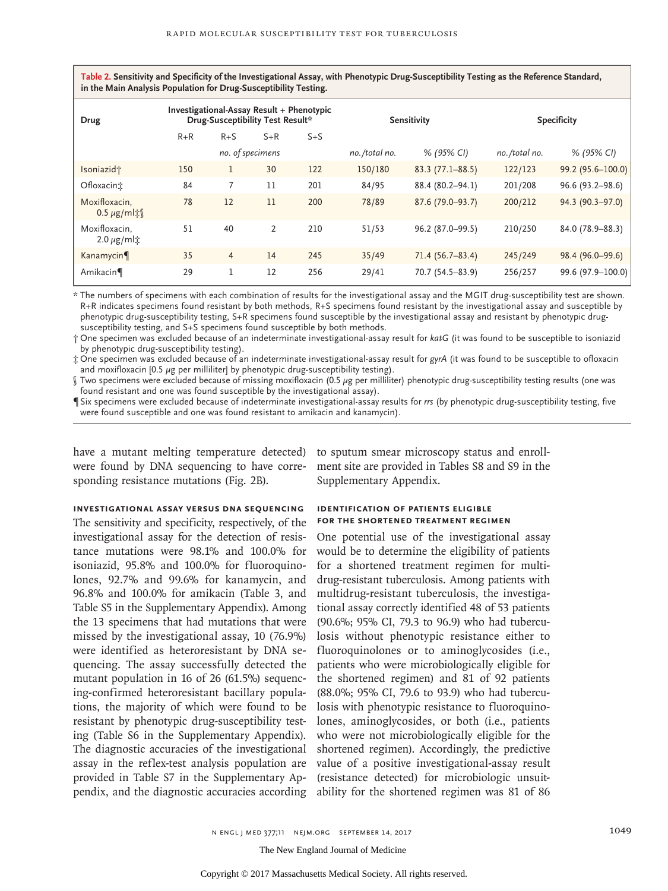**Table 2. Sensitivity and Specificity of the Investigational Assay, with Phenotypic Drug-Susceptibility Testing as the Reference Standard, in the Main Analysis Population for Drug-Susceptibility Testing.**

| Drug | Investigational-Assay Result + Phenotypic Drug-Susceptibility Test Result* | | | | Sensitivity | | Specificity | |
|---|---|---|---|---|---|---|---|---|
| | R+R | R+S | S+R | S+S | no./total no. | % (95% CI) | no./total no. | % (95% CI) |
| | *no. of specimens* | | | | | | | |
| Isoniazid† | 150 | 1 | 30 | 122 | 150/180 | 83.3 (77.1–88.5) | 122/123 | 99.2 (95.6–100.0) |
| Ofloxacin‡ | 84 | 7 | 11 | 201 | 84/95 | 88.4 (80.2–94.1) | 201/208 | 96.6 (93.2–98.6) |
| Moxifloxacin, 0.5 μg/ml‡§ | 78 | 12 | 11 | 200 | 78/89 | 87.6 (79.0–93.7) | 200/212 | 94.3 (90.3–97.0) |
| Moxifloxacin, 2.0 μg/ml‡ | 51 | 40 | 2 | 210 | 51/53 | 96.2 (87.0–99.5) | 210/250 | 84.0 (78.9–88.3) |
| Kanamycin¶ | 35 | 4 | 14 | 245 | 35/49 | 71.4 (56.7–83.4) | 245/249 | 98.4 (96.0–99.6) |
| Amikacin¶ | 29 | 1 | 12 | 256 | 29/41 | 70.7 (54.5–83.9) | 256/257 | 99.6 (97.9–100.0) |

\* The numbers of specimens with each combination of results for the investigational assay and the MGIT drug-susceptibility test are shown. R+R indicates specimens found resistant by both methods, R+S specimens found resistant by the investigational assay and susceptible by phenotypic drug-susceptibility testing, S+R specimens found susceptible by the investigational assay and resistant by phenotypic drug-susceptibility testing, and S+S specimens found susceptible by both methods.

† One specimen was excluded because of an indeterminate investigational-assay result for *katG* (it was found to be susceptible to isoniazid by phenotypic drug-susceptibility testing).

‡ One specimen was excluded because of an indeterminate investigational-assay result for *gyrA* (it was found to be susceptible to ofloxacin and moxifloxacin [0.5 μg per milliliter] by phenotypic drug-susceptibility testing).

§ Two specimens were excluded because of missing moxifloxacin (0.5 μg per milliliter) phenotypic drug-susceptibility testing results (one was found resistant and one was found susceptible by the investigational assay).

¶ Six specimens were excluded because of indeterminate investigational-assay results for *rrs* (by phenotypic drug-susceptibility testing, five were found susceptible and one was found resistant to amikacin and kanamycin).

have a mutant melting temperature detected) were found by DNA sequencing to have corresponding resistance mutations (Fig. 2B).

### Investigational Assay versus DNA Sequencing

The sensitivity and specificity, respectively, of the investigational assay for the detection of resistance mutations were 98.1% and 100.0% for isoniazid, 95.8% and 100.0% for fluoroquinolones, 92.7% and 99.6% for kanamycin, and 96.8% and 100.0% for amikacin (Table 3, and Table S5 in the Supplementary Appendix). Among the 13 specimens that had mutations that were missed by the investigational assay, 10 (76.9%) were identified as heteroresistant by DNA sequencing. The assay successfully detected the mutant population in 16 of 26 (61.5%) sequencing-confirmed heteroresistant bacillary populations, the majority of which were found to be resistant by phenotypic drug-susceptibility testing (Table S6 in the Supplementary Appendix). The diagnostic accuracies of the investigational assay in the reflex-test analysis population are provided in Table S7 in the Supplementary Appendix, and the diagnostic accuracies according to sputum smear microscopy status and enrollment site are provided in Tables S8 and S9 in the Supplementary Appendix.

### Identification of Patients Eligible for the Shortened Treatment Regimen

One potential use of the investigational assay would be to determine the eligibility of patients for a shortened treatment regimen for multidrug-resistant tuberculosis. Among patients with multidrug-resistant tuberculosis, the investigational assay correctly identified 48 of 53 patients (90.6%; 95% CI, 79.3 to 96.9) who had tuberculosis without phenotypic resistance either to fluoroquinolones or to aminoglycosides (i.e., patients who were microbiologically eligible for the shortened regimen) and 81 of 92 patients (88.0%; 95% CI, 79.6 to 93.9) who had tuberculosis with phenotypic resistance to fluoroquinolones, aminoglycosides, or both (i.e., patients who were not microbiologically eligible for the shortened regimen). Accordingly, the predictive value of a positive investigational-assay result (resistance detected) for microbiologic unsuitability for the shortened regimen was 81 of 86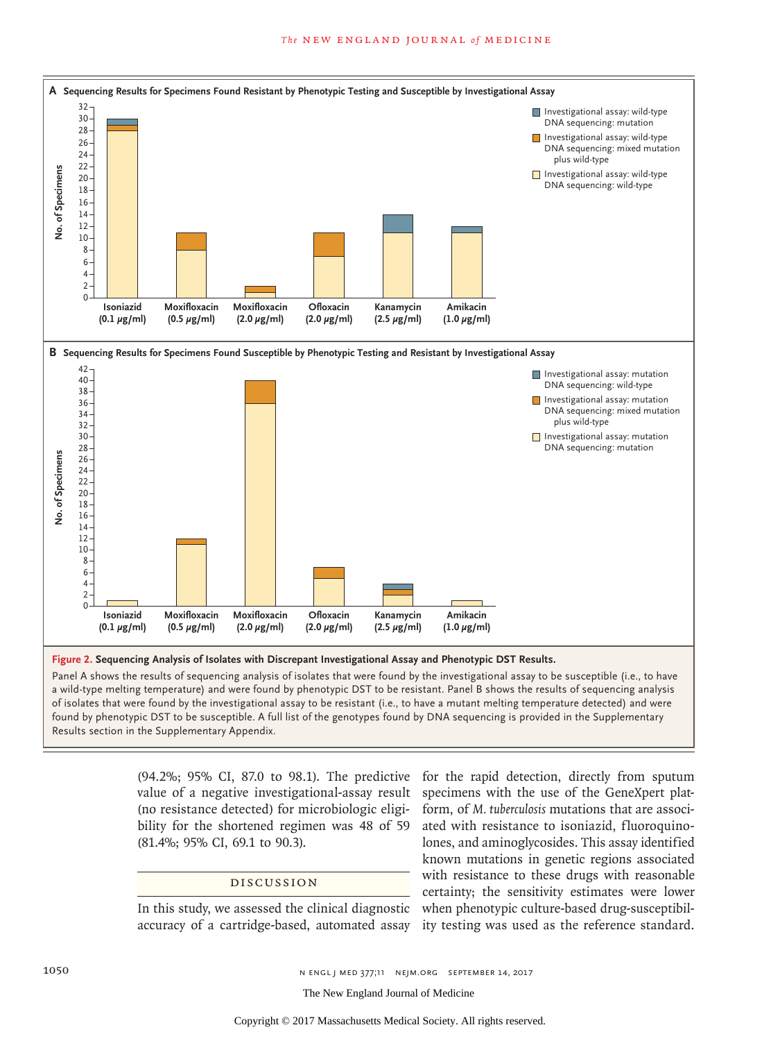**Figure 2. Sequencing Analysis of Isolates with Discrepant Investigational Assay and Phenotypic DST Results.**

Panel A shows the results of sequencing analysis of isolates that were found by the investigational assay to be susceptible (i.e., to have a wild-type melting temperature) and were found by phenotypic DST to be resistant. Panel B shows the results of sequencing analysis of isolates that were found by the investigational assay to be resistant (i.e., to have a mutant melting temperature detected) and were found by phenotypic DST to be susceptible. A full list of the genotypes found by DNA sequencing is provided in the Supplementary Results section in the Supplementary Appendix.

(94.2%; 95% CI, 87.0 to 98.1). The predictive value of a negative investigational-assay result (no resistance detected) for microbiologic eligibility for the shortened regimen was 48 of 59 (81.4%; 95% CI, 69.1 to 90.3).

## DISCUSSION

In this study, we assessed the clinical diagnostic accuracy of a cartridge-based, automated assay for the rapid detection, directly from sputum specimens with the use of the GeneXpert platform, of *M. tuberculosis* mutations that are associated with resistance to isoniazid, fluoroquinolones, and aminoglycosides. This assay identified known mutations in genetic regions associated with resistance to these drugs with reasonable certainty; the sensitivity estimates were lower when phenotypic culture-based drug-susceptibility testing was used as the reference standard.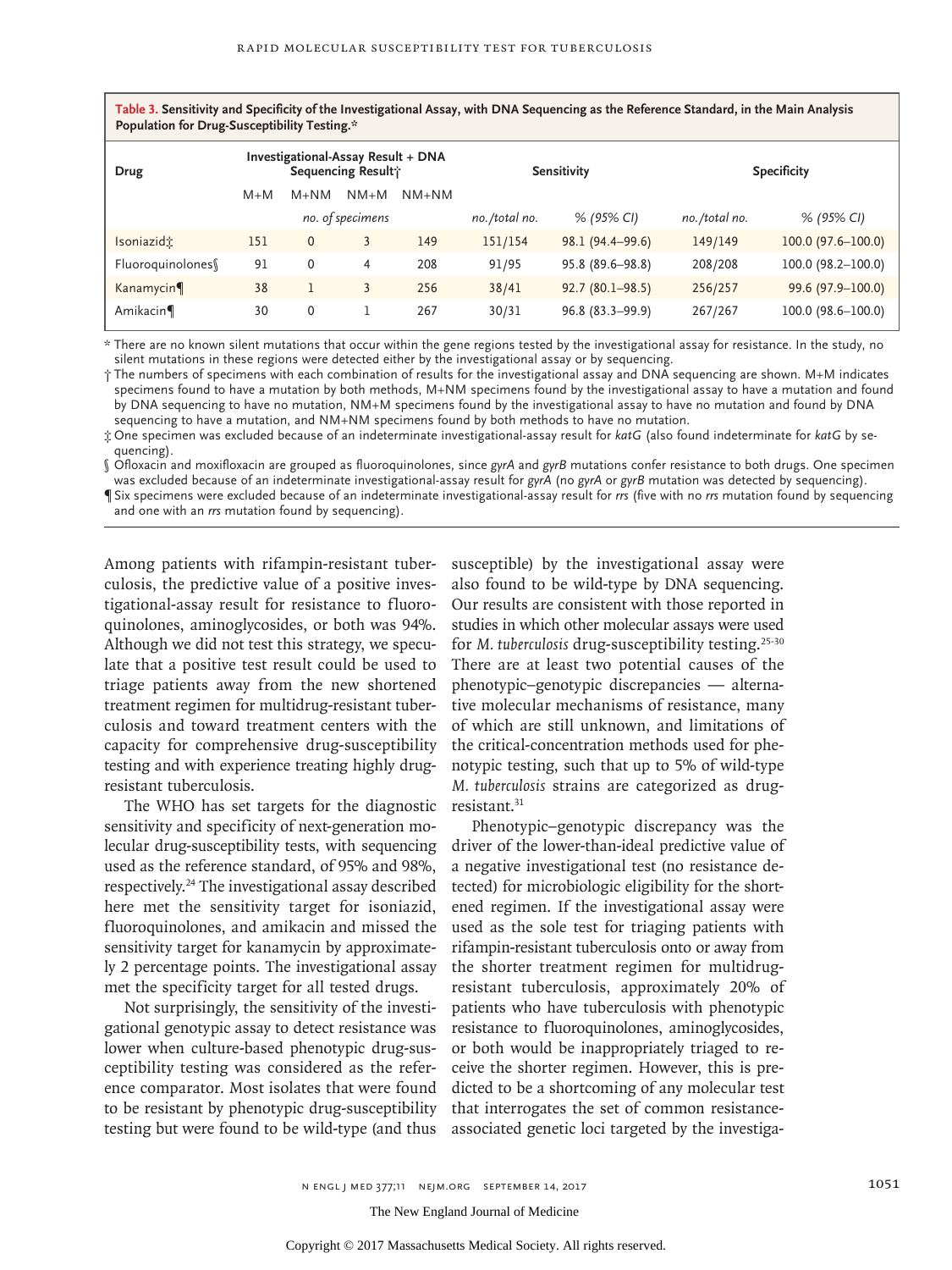**Table 3. Sensitivity and Specificity of the Investigational Assay, with DNA Sequencing as the Reference Standard, in the Main Analysis Population for Drug-Susceptibility Testing.***

| Drug | Investigational-Assay Result + DNA Sequencing Result† | | | | Sensitivity | | Specificity | |
|---|---|---|---|---|---|---|---|---|
| | M+M | M+NM | NM+M | NM+NM | | | | |
| | *no. of specimens* | | | | *no./total no.* | *% (95% CI)* | *no./total no.* | *% (95% CI)* |
| Isoniazid‡ | 151 | 0 | 3 | 149 | 151/154 | 98.1 (94.4–99.6) | 149/149 | 100.0 (97.6–100.0) |
| Fluoroquinolones§ | 91 | 0 | 4 | 208 | 91/95 | 95.8 (89.6–98.8) | 208/208 | 100.0 (98.2–100.0) |
| Kanamycin¶ | 38 | 1 | 3 | 256 | 38/41 | 92.7 (80.1–98.5) | 256/257 | 99.6 (97.9–100.0) |
| Amikacin¶ | 30 | 0 | 1 | 267 | 30/31 | 96.8 (83.3–99.9) | 267/267 | 100.0 (98.6–100.0) |

\* There are no known silent mutations that occur within the gene regions tested by the investigational assay for resistance. In the study, no silent mutations in these regions were detected either by the investigational assay or by sequencing.

† The numbers of specimens with each combination of results for the investigational assay and DNA sequencing are shown. M+M indicates specimens found to have a mutation by both methods, M+NM specimens found by the investigational assay to have a mutation and found by DNA sequencing to have no mutation, NM+M specimens found by the investigational assay to have no mutation and found by DNA sequencing to have a mutation, and NM+NM specimens found by both methods to have no mutation.

‡ One specimen was excluded because of an indeterminate investigational-assay result for *katG* (also found indeterminate for *katG* by sequencing).

§ Ofloxacin and moxifloxacin are grouped as fluoroquinolones, since *gyrA* and *gyrB* mutations confer resistance to both drugs. One specimen was excluded because of an indeterminate investigational-assay result for *gyrA* (no *gyrA* or *gyrB* mutation was detected by sequencing).

¶ Six specimens were excluded because of an indeterminate investigational-assay result for *rrs* (five with no *rrs* mutation found by sequencing and one with an *rrs* mutation found by sequencing).

Among patients with rifampin-resistant tuberculosis, the predictive value of a positive investigational-assay result for resistance to fluoroquinolones, aminoglycosides, or both was 94%. Although we did not test this strategy, we speculate that a positive test result could be used to triage patients away from the new shortened treatment regimen for multidrug-resistant tuberculosis and toward treatment centers with the capacity for comprehensive drug-susceptibility testing and with experience treating highly drug-resistant tuberculosis.

The WHO has set targets for the diagnostic sensitivity and specificity of next-generation molecular drug-susceptibility tests, with sequencing used as the reference standard, of 95% and 98%, respectively.[24] The investigational assay described here met the sensitivity target for isoniazid, fluoroquinolones, and amikacin and missed the sensitivity target for kanamycin by approximately 2 percentage points. The investigational assay met the specificity target for all tested drugs.

Not surprisingly, the sensitivity of the investigational genotypic assay to detect resistance was lower when culture-based phenotypic drug-susceptibility testing was considered as the reference comparator. Most isolates that were found to be resistant by phenotypic drug-susceptibility testing but were found to be wild-type (and thus susceptible) by the investigational assay were also found to be wild-type by DNA sequencing. Our results are consistent with those reported in studies in which other molecular assays were used for *M. tuberculosis* drug-susceptibility testing.[25-30] There are at least two potential causes of the phenotypic–genotypic discrepancies — alternative molecular mechanisms of resistance, many of which are still unknown, and limitations of the critical-concentration methods used for phenotypic testing, such that up to 5% of wild-type *M. tuberculosis* strains are categorized as drug-resistant.[31]

Phenotypic–genotypic discrepancy was the driver of the lower-than-ideal predictive value of a negative investigational test (no resistance detected) for microbiologic eligibility for the shortened regimen. If the investigational assay were used as the sole test for triaging patients with rifampin-resistant tuberculosis onto or away from the shorter treatment regimen for multidrug-resistant tuberculosis, approximately 20% of patients who have tuberculosis with phenotypic resistance to fluoroquinolones, aminoglycosides, or both would be inappropriately triaged to receive the shorter regimen. However, this is predicted to be a shortcoming of any molecular test that interrogates the set of common resistance-associated genetic loci targeted by the investiga-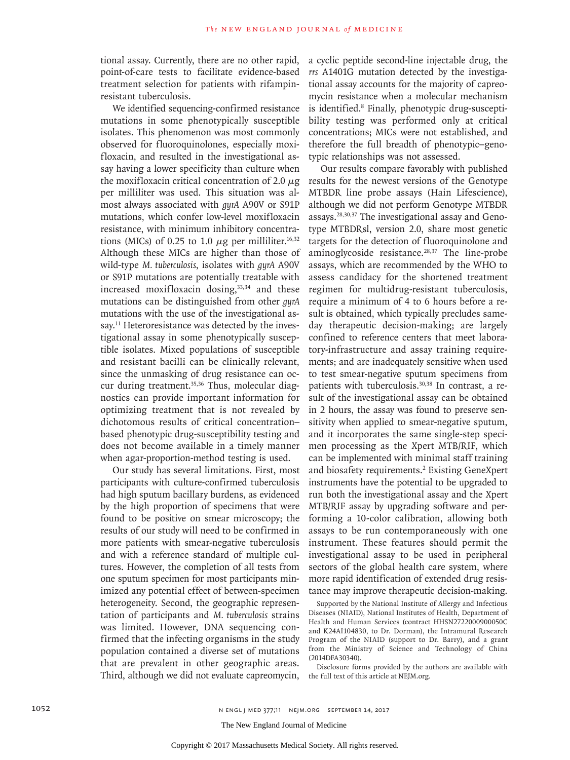tional assay. Currently, there are no other rapid, point-of-care tests to facilitate evidence-based treatment selection for patients with rifampin-resistant tuberculosis.

We identified sequencing-confirmed resistance mutations in some phenotypically susceptible isolates. This phenomenon was most commonly observed for fluoroquinolones, especially moxifloxacin, and resulted in the investigational assay having a lower specificity than culture when the moxifloxacin critical concentration of 2.0 μg per milliliter was used. This situation was almost always associated with *gyrA* A90V or S91P mutations, which confer low-level moxifloxacin resistance, with minimum inhibitory concentrations (MICs) of 0.25 to 1.0 μg per milliliter.[16,32] Although these MICs are higher than those of wild-type *M. tuberculosis*, isolates with *gyrA* A90V or S91P mutations are potentially treatable with increased moxifloxacin dosing,[33,34] and these mutations can be distinguished from other *gyrA* mutations with the use of the investigational assay.[11] Heteroresistance was detected by the investigational assay in some phenotypically susceptible isolates. Mixed populations of susceptible and resistant bacilli can be clinically relevant, since the unmasking of drug resistance can occur during treatment.[35,36] Thus, molecular diagnostics can provide important information for optimizing treatment that is not revealed by dichotomous results of critical concentration–based phenotypic drug-susceptibility testing and does not become available in a timely manner when agar-proportion-method testing is used.

Our study has several limitations. First, most participants with culture-confirmed tuberculosis had high sputum bacillary burdens, as evidenced by the high proportion of specimens that were found to be positive on smear microscopy; the results of our study will need to be confirmed in more patients with smear-negative tuberculosis and with a reference standard of multiple cultures. However, the completion of all tests from one sputum specimen for most participants minimized any potential effect of between-specimen heterogeneity. Second, the geographic representation of participants and *M. tuberculosis* strains was limited. However, DNA sequencing confirmed that the infecting organisms in the study population contained a diverse set of mutations that are prevalent in other geographic areas. Third, although we did not evaluate capreomycin, a cyclic peptide second-line injectable drug, the *rrs* A1401G mutation detected by the investigational assay accounts for the majority of capreomycin resistance when a molecular mechanism is identified.[8] Finally, phenotypic drug-susceptibility testing was performed only at critical concentrations; MICs were not established, and therefore the full breadth of phenotypic–genotypic relationships was not assessed.

Our results compare favorably with published results for the newest versions of the Genotype MTBDR line probe assays (Hain Lifescience), although we did not perform Genotype MTBDR assays.[28,30,37] The investigational assay and Genotype MTBDRsl, version 2.0, share most genetic targets for the detection of fluoroquinolone and aminoglycoside resistance.[28,37] The line-probe assays, which are recommended by the WHO to assess candidacy for the shortened treatment regimen for multidrug-resistant tuberculosis, require a minimum of 4 to 6 hours before a result is obtained, which typically precludes same-day therapeutic decision-making; are largely confined to reference centers that meet laboratory-infrastructure and assay training requirements; and are inadequately sensitive when used to test smear-negative sputum specimens from patients with tuberculosis.[30,38] In contrast, a result of the investigational assay can be obtained in 2 hours, the assay was found to preserve sensitivity when applied to smear-negative sputum, and it incorporates the same single-step specimen processing as the Xpert MTB/RIF, which can be implemented with minimal staff training and biosafety requirements.[2] Existing GeneXpert instruments have the potential to be upgraded to run both the investigational assay and the Xpert MTB/RIF assay by upgrading software and performing a 10-color calibration, allowing both assays to be run contemporaneously with one instrument. These features should permit the investigational assay to be used in peripheral sectors of the global health care system, where more rapid identification of extended drug resistance may improve therapeutic decision-making.

Supported by the National Institute of Allergy and Infectious Diseases (NIAID), National Institutes of Health, Department of Health and Human Services (contract HHSN2722000900050C and K24AI104830, to Dr. Dorman), the Intramural Research Program of the NIAID (support to Dr. Barry), and a grant from the Ministry of Science and Technology of China (2014DFA30340).

Disclosure forms provided by the authors are available with the full text of this article at NEJM.org.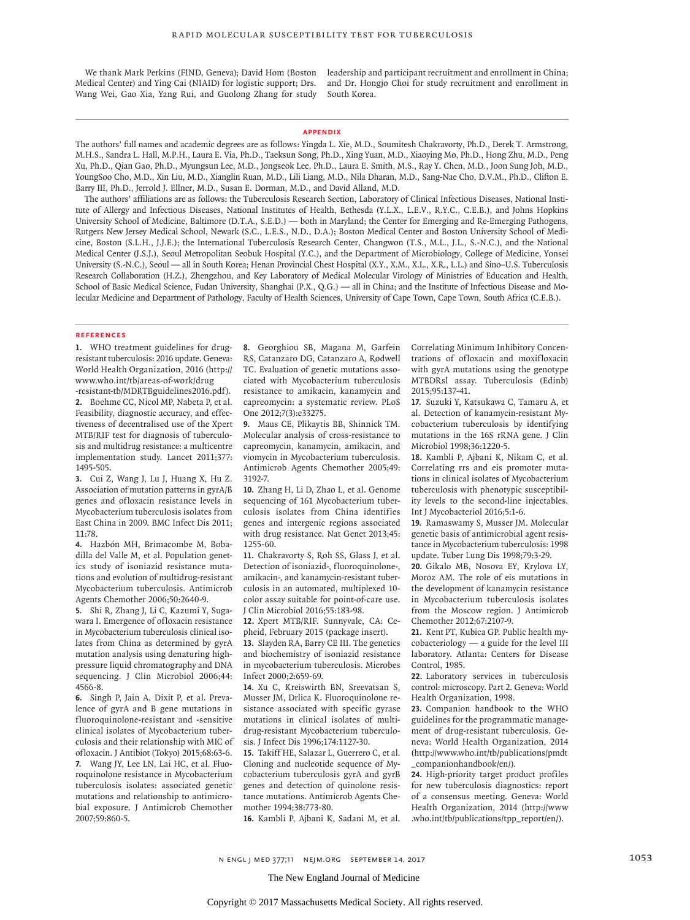We thank Mark Perkins (FIND, Geneva); David Hom (Boston Medical Center) and Ying Cai (NIAID) for logistic support; Drs. Wang Wei, Gao Xia, Yang Rui, and Guolong Zhang for study leadership and participant recruitment and enrollment in China; and Dr. Hongjo Choi for study recruitment and enrollment in South Korea.

## APPENDIX

The authors' full names and academic degrees are as follows: Yingda L. Xie, M.D., Soumitesh Chakravorty, Ph.D., Derek T. Armstrong, M.H.S., Sandra L. Hall, M.P.H., Laura E. Via, Ph.D., Taeksun Song, Ph.D., Xing Yuan, M.D., Xiaoying Mo, Ph.D., Hong Zhu, M.D., Peng Xu, Ph.D., Qian Gao, Ph.D., Myungsun Lee, M.D., Jongseok Lee, Ph.D., Laura E. Smith, M.S., Ray Y. Chen, M.D., Joon Sung Joh, M.D., YoungSoo Cho, M.D., Xin Liu, M.D., Xianglin Ruan, M.D., Lili Liang, M.D., Nila Dharan, M.D., Sang-Nae Cho, D.V.M., Ph.D., Clifton E. Barry III, Ph.D., Jerrold J. Ellner, M.D., Susan E. Dorman, M.D., and David Alland, M.D.

The authors' affiliations are as follows: the Tuberculosis Research Section, Laboratory of Clinical Infectious Diseases, National Institute of Allergy and Infectious Diseases, National Institutes of Health, Bethesda (Y.L.X., L.E.V., R.Y.C., C.E.B.), and Johns Hopkins University School of Medicine, Baltimore (D.T.A., S.E.D.) — both in Maryland; the Center for Emerging and Re-Emerging Pathogens, Rutgers New Jersey Medical School, Newark (S.C., L.E.S., N.D., D.A.); Boston Medical Center and Boston University School of Medicine, Boston (S.L.H., J.J.E.); the International Tuberculosis Research Center, Changwon (T.S., M.L., J.L., S.-N.C.), and the National Medical Center (J.S.J.), Seoul Metropolitan Seobuk Hospital (Y.C.), and the Department of Microbiology, College of Medicine, Yonsei University (S.-N.C.), Seoul — all in South Korea; Henan Provincial Chest Hospital (X.Y., X.M., X.L., X.R., L.L.) and Sino–U.S. Tuberculosis Research Collaboration (H.Z.), Zhengzhou, and Key Laboratory of Medical Molecular Virology of Ministries of Education and Health, School of Basic Medical Science, Fudan University, Shanghai (P.X., Q.G.) — all in China; and the Institute of Infectious Disease and Molecular Medicine and Department of Pathology, Faculty of Health Sciences, University of Cape Town, Cape Town, South Africa (C.E.B.).

## REFERENCES

1. WHO treatment guidelines for drug-resistant tuberculosis: 2016 update. Geneva: World Health Organization, 2016 (http://www.who.int/tb/areas-of-work/drug-resistant-tb/MDRTBguidelines2016.pdf).
2. Boehme CC, Nicol MP, Nabeta P, et al. Feasibility, diagnostic accuracy, and effectiveness of decentralised use of the Xpert MTB/RIF test for diagnosis of tuberculosis and multidrug resistance: a multicentre implementation study. Lancet 2011;377:1495-505.
3. Cui Z, Wang J, Lu J, Huang X, Hu Z. Association of mutation patterns in gyrA/B genes and ofloxacin resistance levels in Mycobacterium tuberculosis isolates from East China in 2009. BMC Infect Dis 2011;11:78.
4. Hazbón MH, Brimacombe M, Bobadilla del Valle M, et al. Population genetics study of isoniazid resistance mutations and evolution of multidrug-resistant Mycobacterium tuberculosis. Antimicrob Agents Chemother 2006;50:2640-9.
5. Shi R, Zhang J, Li C, Kazumi Y, Sugawara I. Emergence of ofloxacin resistance in Mycobacterium tuberculosis clinical isolates from China as determined by gyrA mutation analysis using denaturing high-pressure liquid chromatography and DNA sequencing. J Clin Microbiol 2006;44:4566-8.
6. Singh P, Jain A, Dixit P, et al. Prevalence of gyrA and B gene mutations in fluoroquinolone-resistant and -sensitive clinical isolates of Mycobacterium tuberculosis and their relationship with MIC of ofloxacin. J Antibiot (Tokyo) 2015;68:63-6.
7. Wang JY, Lee LN, Lai HC, et al. Fluoroquinolone resistance in Mycobacterium tuberculosis isolates: associated genetic mutations and relationship to antimicrobial exposure. J Antimicrob Chemother 2007;59:860-5.
8. Georghiou SB, Magana M, Garfein RS, Catanzaro DG, Catanzaro A, Rodwell TC. Evaluation of genetic mutations associated with Mycobacterium tuberculosis resistance to amikacin, kanamycin and capreomycin: a systematic review. PLoS One 2012;7(3):e33275.
9. Maus CE, Plikaytis BB, Shinnick TM. Molecular analysis of cross-resistance to capreomycin, kanamycin, amikacin, and viomycin in Mycobacterium tuberculosis. Antimicrob Agents Chemother 2005;49:3192-7.
10. Zhang H, Li D, Zhao L, et al. Genome sequencing of 161 Mycobacterium tuberculosis isolates from China identifies genes and intergenic regions associated with drug resistance. Nat Genet 2013;45:1255-60.
11. Chakravorty S, Roh SS, Glass J, et al. Detection of isoniazid-, fluoroquinolone-, amikacin-, and kanamycin-resistant tuberculosis in an automated, multiplexed 10-color assay suitable for point-of-care use. J Clin Microbiol 2016;55:183-98.
12. Xpert MTB/RIF. Sunnyvale, CA: Cepheid, February 2015 (package insert).
13. Slayden RA, Barry CE III. The genetics and biochemistry of isoniazid resistance in mycobacterium tuberculosis. Microbes Infect 2000;2:659-69.
14. Xu C, Kreiswirth BN, Sreevatsan S, Musser JM, Drlica K. Fluoroquinolone resistance associated with specific gyrase mutations in clinical isolates of multidrug-resistant Mycobacterium tuberculosis. J Infect Dis 1996;174:1127-30.
15. Takiff HE, Salazar L, Guerrero C, et al. Cloning and nucleotide sequence of Mycobacterium tuberculosis gyrA and gyrB genes and detection of quinolone resistance mutations. Antimicrob Agents Chemother 1994;38:773-80.
16. Kambli P, Ajbani K, Sadani M, et al. Correlating Minimum Inhibitory Concentrations of ofloxacin and moxifloxacin with gyrA mutations using the genotype MTBDRsl assay. Tuberculosis (Edinb) 2015;95:137-41.
17. Suzuki Y, Katsukawa C, Tamaru A, et al. Detection of kanamycin-resistant Mycobacterium tuberculosis by identifying mutations in the 16S rRNA gene. J Clin Microbiol 1998;36:1220-5.
18. Kambli P, Ajbani K, Nikam C, et al. Correlating rrs and eis promoter mutations in clinical isolates of Mycobacterium tuberculosis with phenotypic susceptibility levels to the second-line injectables. Int J Mycobacteriol 2016;5:1-6.
19. Ramaswamy S, Musser JM. Molecular genetic basis of antimicrobial agent resistance in Mycobacterium tuberculosis: 1998 update. Tuber Lung Dis 1998;79:3-29.
20. Gikalo MB, Nosova EY, Krylova LY, Moroz AM. The role of eis mutations in the development of kanamycin resistance in Mycobacterium tuberculosis isolates from the Moscow region. J Antimicrob Chemother 2012;67:2107-9.
21. Kent PT, Kubica GP. Public health mycobacteriology — a guide for the level III laboratory. Atlanta: Centers for Disease Control, 1985.
22. Laboratory services in tuberculosis control: microscopy. Part 2. Geneva: World Health Organization, 1998.
23. Companion handbook to the WHO guidelines for the programmatic management of drug-resistant tuberculosis. Geneva: World Health Organization, 2014 (http://www.who.int/tb/publications/pmdt_companionhandbook/en/).
24. High-priority target product profiles for new tuberculosis diagnostics: report of a consensus meeting. Geneva: World Health Organization, 2014 (http://www.who.int/tb/publications/tpp_report/en/).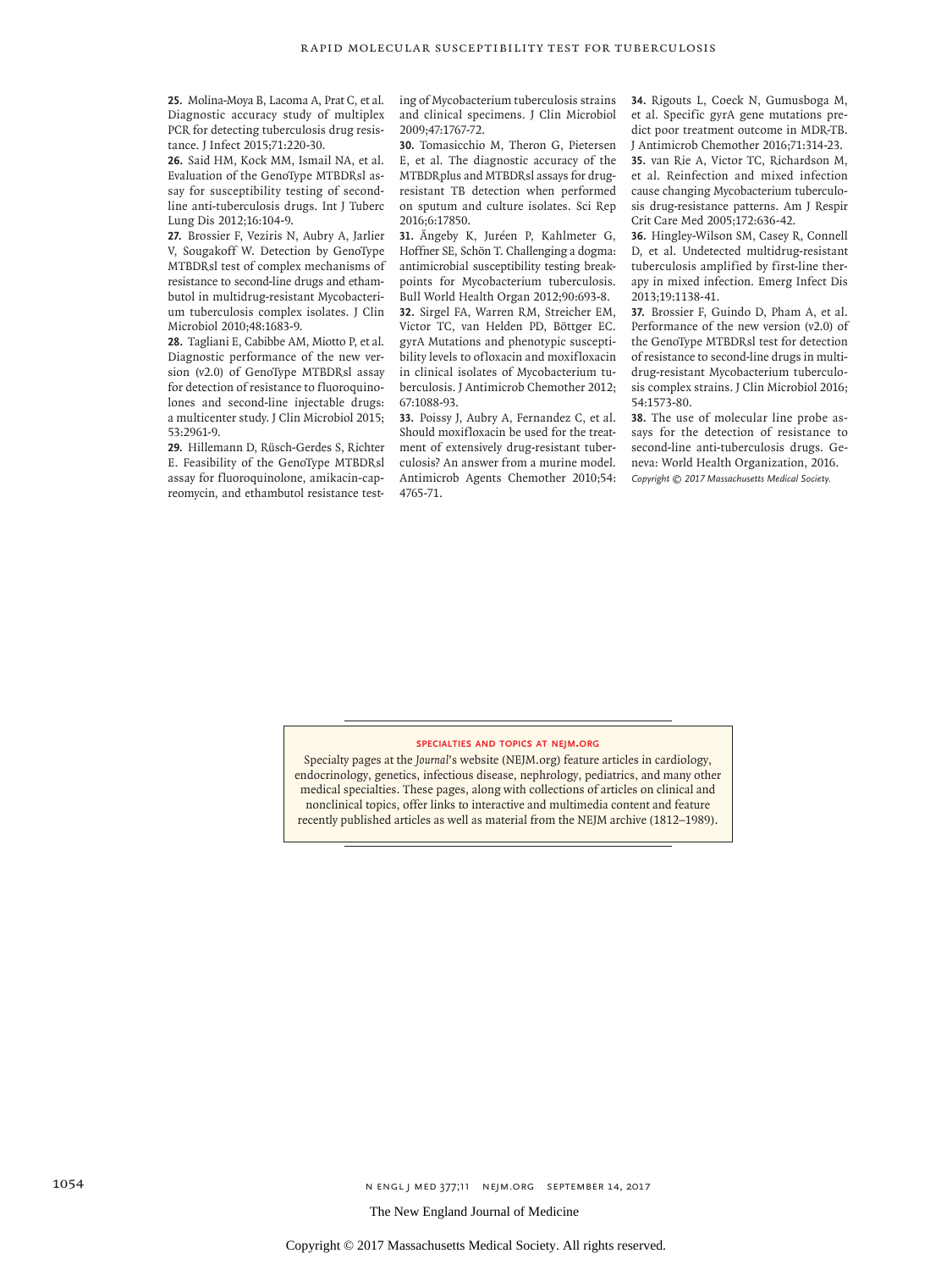25. Molina-Moya B, Lacoma A, Prat C, et al. Diagnostic accuracy study of multiplex PCR for detecting tuberculosis drug resistance. J Infect 2015;71:220-30.

26. Said HM, Kock MM, Ismail NA, et al. Evaluation of the GenoType MTBDRsl assay for susceptibility testing of second-line anti-tuberculosis drugs. Int J Tuberc Lung Dis 2012;16:104-9.

27. Brossier F, Veziris N, Aubry A, Jarlier V, Sougakoff W. Detection by GenoType MTBDRsl test of complex mechanisms of resistance to second-line drugs and ethambutol in multidrug-resistant Mycobacterium tuberculosis complex isolates. J Clin Microbiol 2010;48:1683-9.

28. Tagliani E, Cabibbe AM, Miotto P, et al. Diagnostic performance of the new version (v2.0) of GenoType MTBDRsl assay for detection of resistance to fluoroquinolones and second-line injectable drugs: a multicenter study. J Clin Microbiol 2015;53:2961-9.

29. Hillemann D, Rüsch-Gerdes S, Richter E. Feasibility of the GenoType MTBDRsl assay for fluoroquinolone, amikacin-capreomycin, and ethambutol resistance testing of Mycobacterium tuberculosis strains and clinical specimens. J Clin Microbiol 2009;47:1767-72.

30. Tomasicchio M, Theron G, Pietersen E, et al. The diagnostic accuracy of the MTBDRplus and MTBDRsl assays for drug-resistant TB detection when performed on sputum and culture isolates. Sci Rep 2016;6:17850.

31. Ängeby K, Juréen P, Kahlmeter G, Hoffner SE, Schön T. Challenging a dogma: antimicrobial susceptibility testing breakpoints for Mycobacterium tuberculosis. Bull World Health Organ 2012;90:693-8.

32. Sirgel FA, Warren RM, Streicher EM, Victor TC, van Helden PD, Böttger EC. gyrA Mutations and phenotypic susceptibility levels to ofloxacin and moxifloxacin in clinical isolates of Mycobacterium tuberculosis. J Antimicrob Chemother 2012;67:1088-93.

33. Poissy J, Aubry A, Fernandez C, et al. Should moxifloxacin be used for the treatment of extensively drug-resistant tuberculosis? An answer from a murine model. Antimicrob Agents Chemother 2010;54:4765-71.

34. Rigouts L, Coeck N, Gumusboga M, et al. Specific gyrA gene mutations predict poor treatment outcome in MDR-TB. J Antimicrob Chemother 2016;71:314-23.

35. van Rie A, Victor TC, Richardson M, et al. Reinfection and mixed infection cause changing Mycobacterium tuberculosis drug-resistance patterns. Am J Respir Crit Care Med 2005;172:636-42.

36. Hingley-Wilson SM, Casey R, Connell D, et al. Undetected multidrug-resistant tuberculosis amplified by first-line therapy in mixed infection. Emerg Infect Dis 2013;19:1138-41.

37. Brossier F, Guindo D, Pham A, et al. Performance of the new version (v2.0) of the GenoType MTBDRsl test for detection of resistance to second-line drugs in multidrug-resistant Mycobacterium tuberculosis complex strains. J Clin Microbiol 2016;54:1573-80.

38. The use of molecular line probe assays for the detection of resistance to second-line anti-tuberculosis drugs. Geneva: World Health Organization, 2016.

*Copyright © 2017 Massachusetts Medical Society.*

**SPECIALTIES AND TOPICS AT NEJM.ORG**

Specialty pages at the *Journal*'s website (NEJM.org) feature articles in cardiology, endocrinology, genetics, infectious disease, nephrology, pediatrics, and many other medical specialties. These pages, along with collections of articles on clinical and nonclinical topics, offer links to interactive and multimedia content and feature recently published articles as well as material from the NEJM archive (1812–1989).